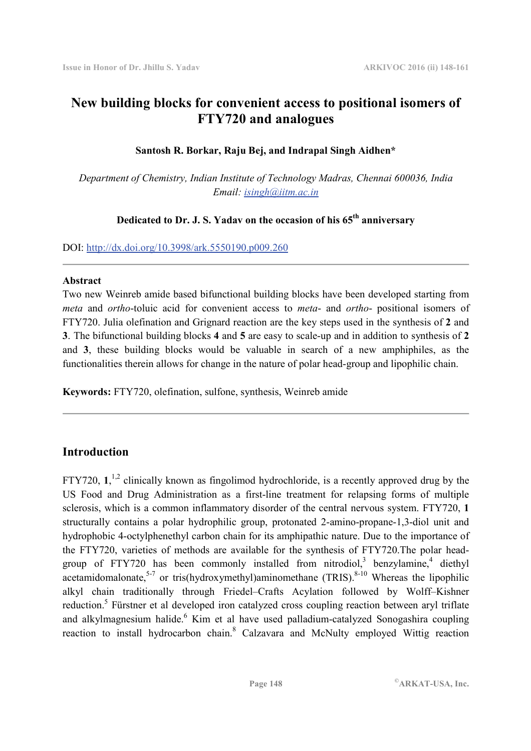# New building blocks for convenient access to positional isomers of FTY720 and analogues

**Santosh R. Borkar, Raju Bej, and Indrapal Singh Aidhen\***

*Department of Chemistry, Indian Institute of Technology Madras, Chennai 600036, India*
*Email: isingh@iitm.ac.in*

**Dedicated to Dr. J. S. Yadav on the occasion of his 65th anniversary**

DOI: http://dx.doi.org/10.3998/ark.5550190.p009.260

---

## Abstract

Two new Weinreb amide based bifunctional building blocks have been developed starting from *meta* and *ortho*-toluic acid for convenient access to *meta*- and *ortho*- positional isomers of FTY720. Julia olefination and Grignard reaction are the key steps used in the synthesis of **2** and **3**. The bifunctional building blocks **4** and **5** are easy to scale-up and in addition to synthesis of **2** and **3**, these building blocks would be valuable in search of a new amphiphiles, as the functionalities therein allows for change in the nature of polar head-group and lipophilic chain.

**Keywords:** FTY720, olefination, sulfone, synthesis, Weinreb amide

---

## Introduction

FTY720, **1**,[1,2] clinically known as fingolimod hydrochloride, is a recently approved drug by the US Food and Drug Administration as a first-line treatment for relapsing forms of multiple sclerosis, which is a common inflammatory disorder of the central nervous system. FTY720, **1** structurally contains a polar hydrophilic group, protonated 2-amino-propane-1,3-diol unit and hydrophobic 4-octylphenethyl carbon chain for its amphipathic nature. Due to the importance of the FTY720, varieties of methods are available for the synthesis of FTY720.The polar head-group of FTY720 has been commonly installed from nitrodiol,[3] benzylamine,[4] diethyl acetamidomalonate,[5-7] or tris(hydroxymethyl)aminomethane (TRIS).[8-10] Whereas the lipophilic alkyl chain traditionally through Friedel–Crafts Acylation followed by Wolff–Kishner reduction.[5] Fürstner et al developed iron catalyzed cross coupling reaction between aryl triflate and alkylmagnesium halide.[6] Kim et al have used palladium-catalyzed Sonogashira coupling reaction to install hydrocarbon chain.[8] Calzavara and McNulty employed Wittig reaction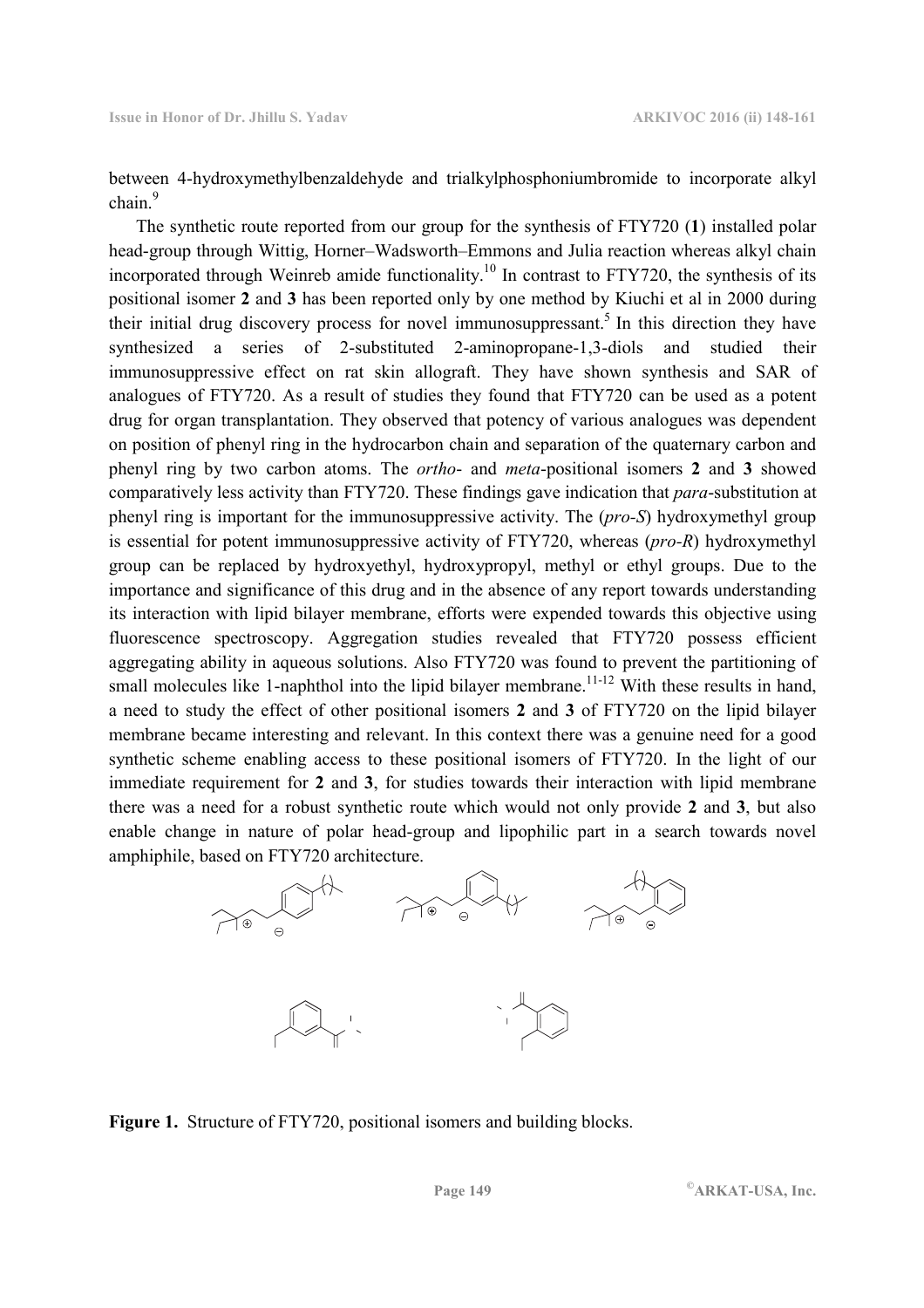between 4-hydroxymethylbenzaldehyde and trialkylphosphoniumbromide to incorporate alkyl chain.[9]

The synthetic route reported from our group for the synthesis of FTY720 (**1**) installed polar head-group through Wittig, Horner–Wadsworth–Emmons and Julia reaction whereas alkyl chain incorporated through Weinreb amide functionality.[10] In contrast to FTY720, the synthesis of its positional isomer **2** and **3** has been reported only by one method by Kiuchi et al in 2000 during their initial drug discovery process for novel immunosuppressant.[5] In this direction they have synthesized a series of 2-substituted 2-aminopropane-1,3-diols and studied their immunosuppressive effect on rat skin allograft. They have shown synthesis and SAR of analogues of FTY720. As a result of studies they found that FTY720 can be used as a potent drug for organ transplantation. They observed that potency of various analogues was dependent on position of phenyl ring in the hydrocarbon chain and separation of the quaternary carbon and phenyl ring by two carbon atoms. The *ortho*- and *meta*-positional isomers **2** and **3** showed comparatively less activity than FTY720. These findings gave indication that *para*-substitution at phenyl ring is important for the immunosuppressive activity. The (*pro-S*) hydroxymethyl group is essential for potent immunosuppressive activity of FTY720, whereas (*pro-R*) hydroxymethyl group can be replaced by hydroxyethyl, hydroxypropyl, methyl or ethyl groups. Due to the importance and significance of this drug and in the absence of any report towards understanding its interaction with lipid bilayer membrane, efforts were expended towards this objective using fluorescence spectroscopy. Aggregation studies revealed that FTY720 possess efficient aggregating ability in aqueous solutions. Also FTY720 was found to prevent the partitioning of small molecules like 1-naphthol into the lipid bilayer membrane.[11-12] With these results in hand, a need to study the effect of other positional isomers **2** and **3** of FTY720 on the lipid bilayer membrane became interesting and relevant. In this context there was a genuine need for a good synthetic scheme enabling access to these positional isomers of FTY720. In the light of our immediate requirement for **2** and **3**, for studies towards their interaction with lipid membrane there was a need for a robust synthetic route which would not only provide **2** and **3**, but also enable change in nature of polar head-group and lipophilic part in a search towards novel amphiphile, based on FTY720 architecture.

**Figure 1.** Structure of FTY720, positional isomers and building blocks.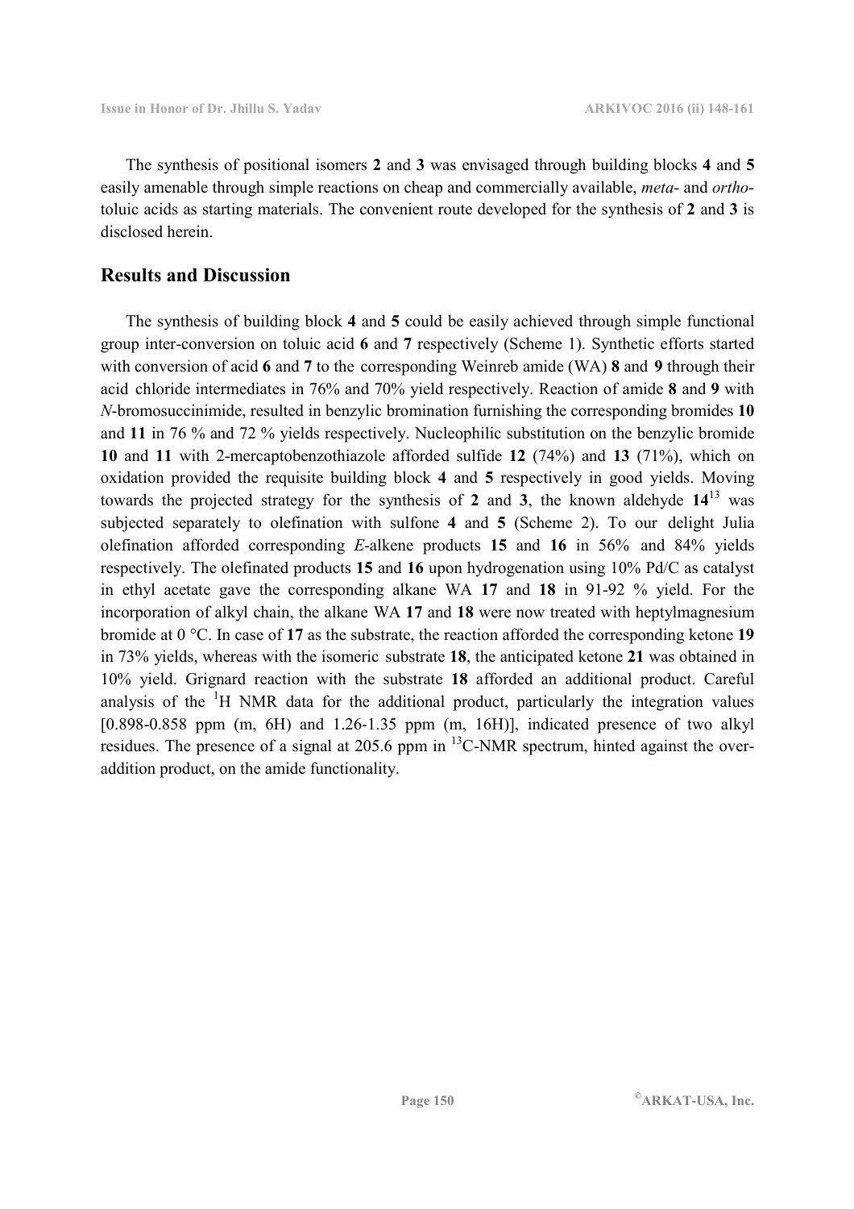The synthesis of positional isomers **2** and **3** was envisaged through building blocks **4** and **5** easily amenable through simple reactions on cheap and commercially available, *meta*- and *ortho*-toluic acids as starting materials. The convenient route developed for the synthesis of **2** and **3** is disclosed herein.

## Results and Discussion

The synthesis of building block **4** and **5** could be easily achieved through simple functional group inter-conversion on toluic acid **6** and **7** respectively (Scheme 1). Synthetic efforts started with conversion of acid **6** and **7** to the corresponding Weinreb amide (WA) **8** and **9** through their acid chloride intermediates in 76% and 70% yield respectively. Reaction of amide **8** and **9** with *N*-bromosuccinimide, resulted in benzylic bromination furnishing the corresponding bromides **10** and **11** in 76 % and 72 % yields respectively. Nucleophilic substitution on the benzylic bromide **10** and **11** with 2-mercaptobenzothiazole afforded sulfide **12** (74%) and **13** (71%), which on oxidation provided the requisite building block **4** and **5** respectively in good yields. Moving towards the projected strategy for the synthesis of **2** and **3**, the known aldehyde **14**[13] was subjected separately to olefination with sulfone **4** and **5** (Scheme 2). To our delight Julia olefination afforded corresponding *E*-alkene products **15** and **16** in 56% and 84% yields respectively. The olefinated products **15** and **16** upon hydrogenation using 10% Pd/C as catalyst in ethyl acetate gave the corresponding alkane WA **17** and **18** in 91-92 % yield. For the incorporation of alkyl chain, the alkane WA **17** and **18** were now treated with heptylmagnesium bromide at 0 °C. In case of **17** as the substrate, the reaction afforded the corresponding ketone **19** in 73% yields, whereas with the isomeric substrate **18**, the anticipated ketone **21** was obtained in 10% yield. Grignard reaction with the substrate **18** afforded an additional product. Careful analysis of the $^{1}$H NMR data for the additional product, particularly the integration values [0.898-0.858 ppm (m, 6H) and 1.26-1.35 ppm (m, 16H)], indicated presence of two alkyl residues. The presence of a signal at 205.6 ppm in $^{13}$C-NMR spectrum, hinted against the over-addition product, on the amide functionality.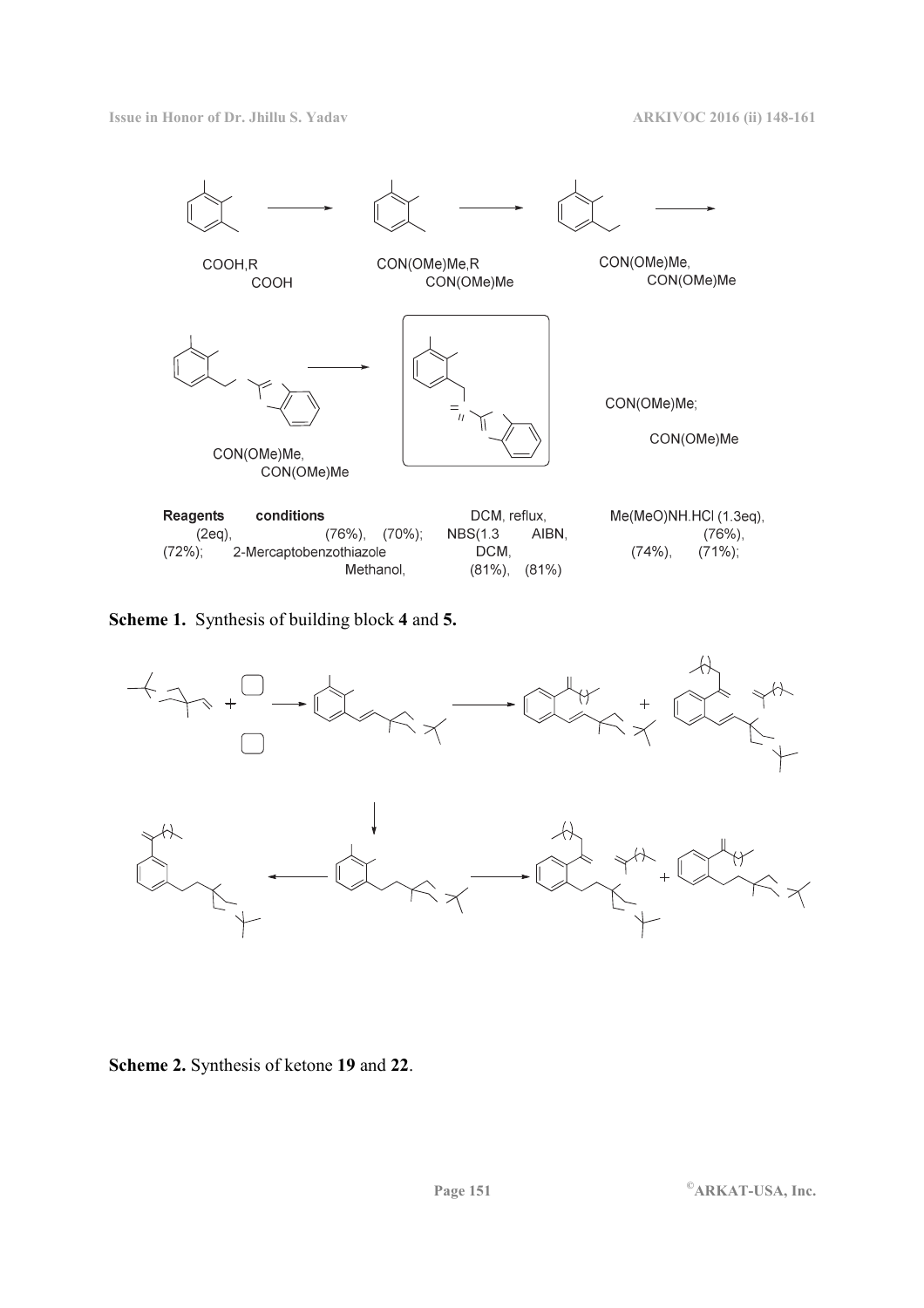COOH,R COOH

CON(OMe)Me,R CON(OMe)Me

CON(OMe)Me, CON(OMe)Me

CON(OMe)Me, CON(OMe)Me

CON(OMe)Me; CON(OMe)Me

**Reagents conditions** DCM, reflux, Me(MeO)NH.HCl (1.3eq), (2eq), (76%), (70%); NBS(1.3 AIBN, (76%), (72%); 2-Mercaptobenzothiazole DCM, (74%), (71%); Methanol, (81%), (81%)

**Scheme 1.** Synthesis of building block **4** and **5.**

**Scheme 2.** Synthesis of ketone **19** and **22**.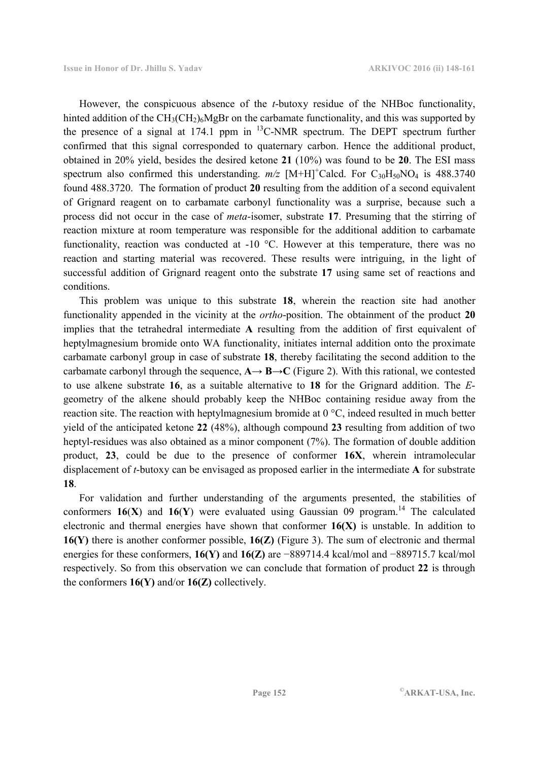However, the conspicuous absence of the *t*-butoxy residue of the NHBoc functionality, hinted addition of the $CH_3(CH_2)_6MgBr$ on the carbamate functionality, and this was supported by the presence of a signal at 174.1 ppm in $^{13}$C-NMR spectrum. The DEPT spectrum further confirmed that this signal corresponded to quaternary carbon. Hence the additional product, obtained in 20% yield, besides the desired ketone **21** (10%) was found to be **20**. The ESI mass spectrum also confirmed this understanding. *m/z* $[M+H]^+$Calcd. For $C_{30}H_{50}NO_4$ is 488.3740 found 488.3720. The formation of product **20** resulting from the addition of a second equivalent of Grignard reagent on to carbamate carbonyl functionality was a surprise, because such a process did not occur in the case of *meta*-isomer, substrate **17**. Presuming that the stirring of reaction mixture at room temperature was responsible for the additional addition to carbamate functionality, reaction was conducted at -10 °C. However at this temperature, there was no reaction and starting material was recovered. These results were intriguing, in the light of successful addition of Grignard reagent onto the substrate **17** using same set of reactions and conditions.

This problem was unique to this substrate **18**, wherein the reaction site had another functionality appended in the vicinity at the *ortho*-position. The obtainment of the product **20** implies that the tetrahedral intermediate **A** resulting from the addition of first equivalent of heptylmagnesium bromide onto WA functionality, initiates internal addition onto the proximate carbamate carbonyl group in case of substrate **18**, thereby facilitating the second addition to the carbamate carbonyl through the sequence, **A**→ **B**→**C** (Figure 2). With this rational, we contested to use alkene substrate **16**, as a suitable alternative to **18** for the Grignard addition. The *E*-geometry of the alkene should probably keep the NHBoc containing residue away from the reaction site. The reaction with heptylmagnesium bromide at 0 °C, indeed resulted in much better yield of the anticipated ketone **22** (48%), although compound **23** resulting from addition of two heptyl-residues was also obtained as a minor component (7%). The formation of double addition product, **23**, could be due to the presence of conformer **16X**, wherein intramolecular displacement of *t*-butoxy can be envisaged as proposed earlier in the intermediate **A** for substrate **18**.

For validation and further understanding of the arguments presented, the stabilities of conformers **16**(**X**) and **16**(**Y**) were evaluated using Gaussian 09 program.[14] The calculated electronic and thermal energies have shown that conformer **16(X)** is unstable. In addition to **16(Y)** there is another conformer possible, **16(Z)** (Figure 3). The sum of electronic and thermal energies for these conformers, **16(Y)** and **16(Z)** are −889714.4 kcal/mol and −889715.7 kcal/mol respectively. So from this observation we can conclude that formation of product **22** is through the conformers **16(Y)** and/or **16(Z)** collectively.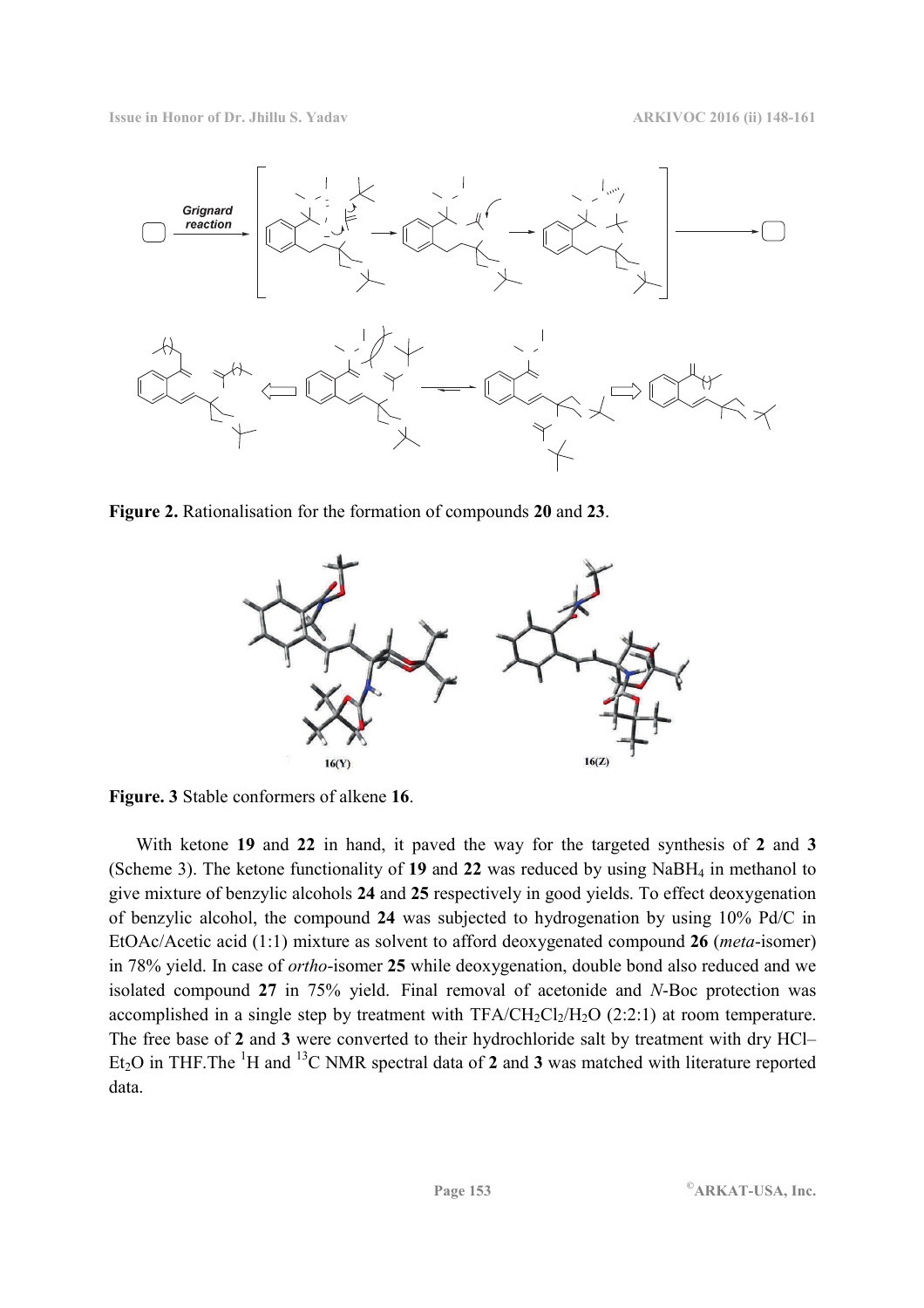**Figure 2.** Rationalisation for the formation of compounds **20** and **23**.

**Figure. 3** Stable conformers of alkene **16**.

With ketone **19** and **22** in hand, it paved the way for the targeted synthesis of **2** and **3** (Scheme 3). The ketone functionality of **19** and **22** was reduced by using $NaBH_4$ in methanol to give mixture of benzylic alcohols **24** and **25** respectively in good yields. To effect deoxygenation of benzylic alcohol, the compound **24** was subjected to hydrogenation by using 10% Pd/C in EtOAc/Acetic acid (1:1) mixture as solvent to afford deoxygenated compound **26** (*meta*-isomer) in 78% yield. In case of *ortho*-isomer **25** while deoxygenation, double bond also reduced and we isolated compound **27** in 75% yield. Final removal of acetonide and *N*-Boc protection was accomplished in a single step by treatment with $TFA/CH_2Cl_2/H_2O$ (2:2:1) at room temperature. The free base of **2** and **3** were converted to their hydrochloride salt by treatment with dry HCl–$Et_2O$ in THF.The $^{1}H$ and $^{13}C$ NMR spectral data of **2** and **3** was matched with literature reported data.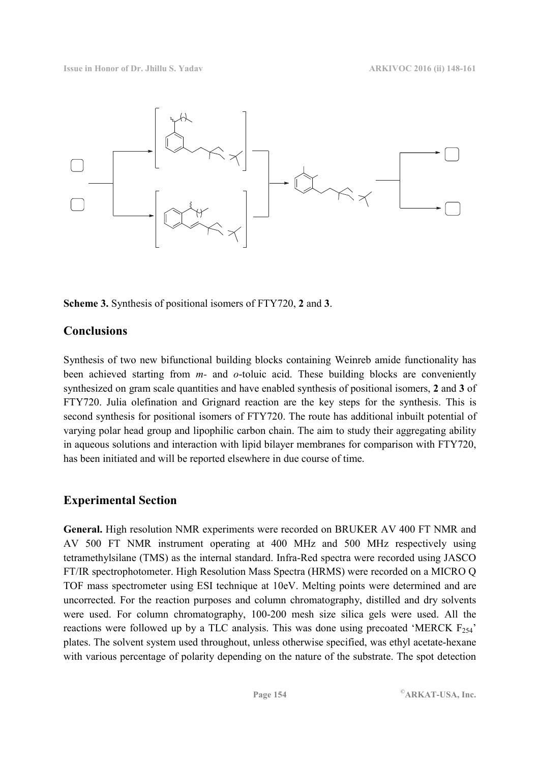**Scheme 3.** Synthesis of positional isomers of FTY720, **2** and **3**.

## Conclusions

Synthesis of two new bifunctional building blocks containing Weinreb amide functionality has been achieved starting from *m*- and *o*-toluic acid. These building blocks are conveniently synthesized on gram scale quantities and have enabled synthesis of positional isomers, **2** and **3** of FTY720. Julia olefination and Grignard reaction are the key steps for the synthesis. This is second synthesis for positional isomers of FTY720. The route has additional inbuilt potential of varying polar head group and lipophilic carbon chain. The aim to study their aggregating ability in aqueous solutions and interaction with lipid bilayer membranes for comparison with FTY720, has been initiated and will be reported elsewhere in due course of time.

## Experimental Section

**General.** High resolution NMR experiments were recorded on BRUKER AV 400 FT NMR and AV 500 FT NMR instrument operating at 400 MHz and 500 MHz respectively using tetramethylsilane (TMS) as the internal standard. Infra-Red spectra were recorded using JASCO FT/IR spectrophotometer. High Resolution Mass Spectra (HRMS) were recorded on a MICRO Q TOF mass spectrometer using ESI technique at 10eV. Melting points were determined and are uncorrected. For the reaction purposes and column chromatography, distilled and dry solvents were used. For column chromatography, 100-200 mesh size silica gels were used. All the reactions were followed up by a TLC analysis. This was done using precoated 'MERCK $F_{254}$' plates. The solvent system used throughout, unless otherwise specified, was ethyl acetate-hexane with various percentage of polarity depending on the nature of the substrate. The spot detection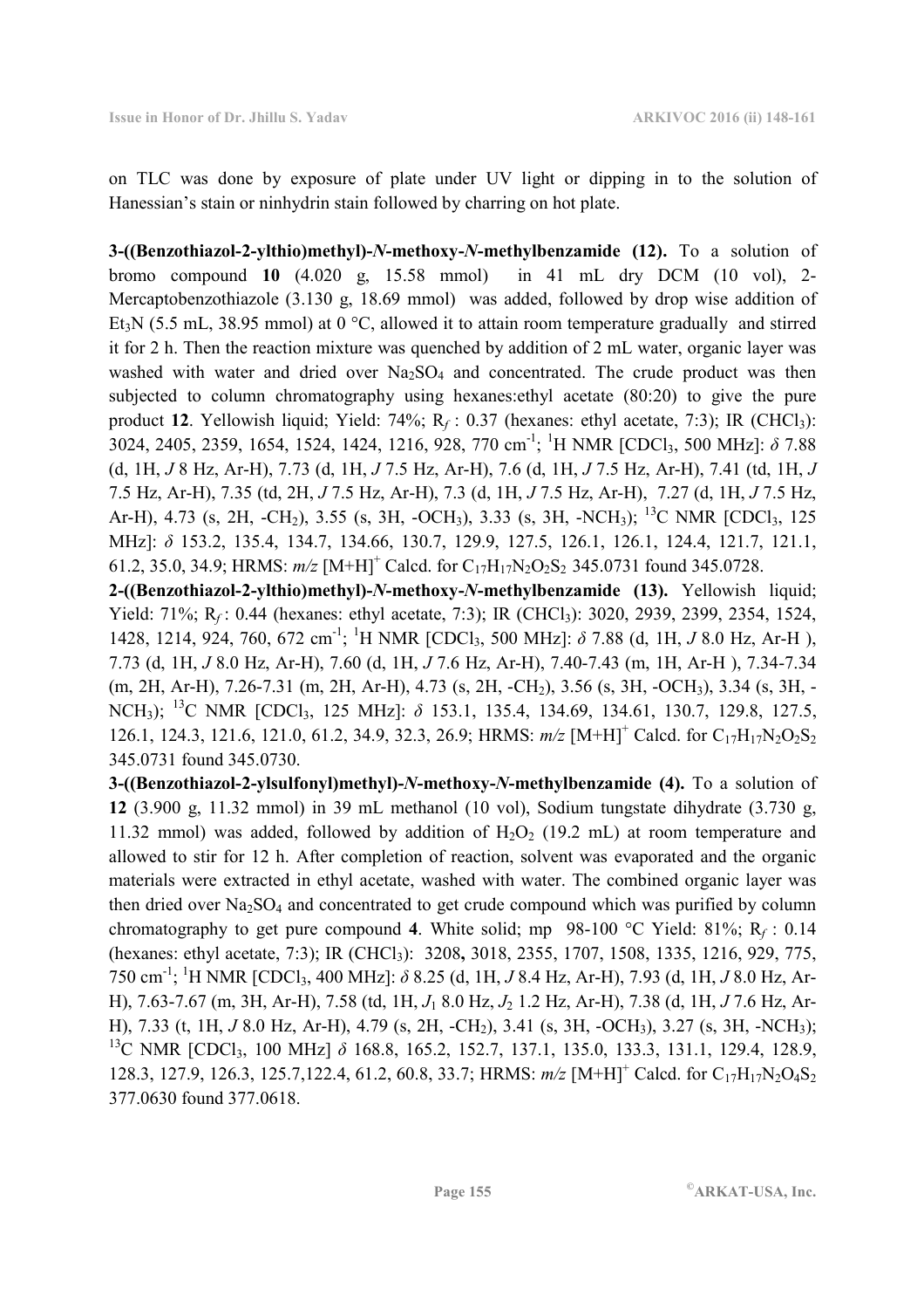on TLC was done by exposure of plate under UV light or dipping in to the solution of Hanessian's stain or ninhydrin stain followed by charring on hot plate.

**3-((Benzothiazol-2-ylthio)methyl)-*N*-methoxy-*N*-methylbenzamide (12).** To a solution of bromo compound **10** (4.020 g, 15.58 mmol) in 41 mL dry DCM (10 vol), 2-Mercaptobenzothiazole (3.130 g, 18.69 mmol) was added, followed by drop wise addition of $Et_3N$ (5.5 mL, 38.95 mmol) at 0 °C, allowed it to attain room temperature gradually and stirred it for 2 h. Then the reaction mixture was quenched by addition of 2 mL water, organic layer was washed with water and dried over $Na_2SO_4$ and concentrated. The crude product was then subjected to column chromatography using hexanes:ethyl acetate (80:20) to give the pure product **12**. Yellowish liquid; Yield: 74%; $R_f$ : 0.37 (hexanes: ethyl acetate, 7:3); IR ($CHCl_3$): 3024, 2405, 2359, 1654, 1524, 1424, 1216, 928, 770 $cm^{-1}$; $^1H$ NMR [$CDCl_3$, 500 MHz]: $\delta$ 7.88 (d, 1H, *J* 8 Hz, Ar-H), 7.73 (d, 1H, *J* 7.5 Hz, Ar-H), 7.6 (d, 1H, *J* 7.5 Hz, Ar-H), 7.41 (td, 1H, *J* 7.5 Hz, Ar-H), 7.35 (td, 2H, *J* 7.5 Hz, Ar-H), 7.3 (d, 1H, *J* 7.5 Hz, Ar-H), 7.27 (d, 1H, *J* 7.5 Hz, Ar-H), 4.73 (s, 2H, -$CH_2$), 3.55 (s, 3H, -$OCH_3$), 3.33 (s, 3H, -$NCH_3$); $^{13}C$ NMR [$CDCl_3$, 125 MHz]: $\delta$ 153.2, 135.4, 134.7, 134.66, 130.7, 129.9, 127.5, 126.1, 126.1, 124.4, 121.7, 121.1, 61.2, 35.0, 34.9; HRMS: *m/z* $[M+H]^+$ Calcd. for $C_{17}H_{17}N_2O_2S_2$ 345.0731 found 345.0728.

**2-((Benzothiazol-2-ylthio)methyl)-*N*-methoxy-*N*-methylbenzamide (13).** Yellowish liquid; Yield: 71%; $R_f$ : 0.44 (hexanes: ethyl acetate, 7:3); IR ($CHCl_3$): 3020, 2939, 2399, 2354, 1524, 1428, 1214, 924, 760, 672 $cm^{-1}$; $^1H$ NMR [$CDCl_3$, 500 MHz]: $\delta$ 7.88 (d, 1H, *J* 8.0 Hz, Ar-H ), 7.73 (d, 1H, *J* 8.0 Hz, Ar-H), 7.60 (d, 1H, *J* 7.6 Hz, Ar-H), 7.40-7.43 (m, 1H, Ar-H ), 7.34-7.34 (m, 2H, Ar-H), 7.26-7.31 (m, 2H, Ar-H), 4.73 (s, 2H, -$CH_2$), 3.56 (s, 3H, -$OCH_3$), 3.34 (s, 3H, -$NCH_3$); $^{13}C$ NMR [$CDCl_3$, 125 MHz]: $\delta$ 153.1, 135.4, 134.69, 134.61, 130.7, 129.8, 127.5, 126.1, 124.3, 121.6, 121.0, 61.2, 34.9, 32.3, 26.9; HRMS: *m/z* $[M+H]^+$ Calcd. for $C_{17}H_{17}N_2O_2S_2$ 345.0731 found 345.0730.

**3-((Benzothiazol-2-ylsulfonyl)methyl)-*N*-methoxy-*N*-methylbenzamide (4).** To a solution of **12** (3.900 g, 11.32 mmol) in 39 mL methanol (10 vol), Sodium tungstate dihydrate (3.730 g, 11.32 mmol) was added, followed by addition of $H_2O_2$ (19.2 mL) at room temperature and allowed to stir for 12 h. After completion of reaction, solvent was evaporated and the organic materials were extracted in ethyl acetate, washed with water. The combined organic layer was then dried over $Na_2SO_4$ and concentrated to get crude compound which was purified by column chromatography to get pure compound **4**. White solid; mp 98-100 °C Yield: 81%; $R_f$ : 0.14 (hexanes: ethyl acetate, 7:3); IR ($CHCl_3$): 3208, 3018, 2355, 1707, 1508, 1335, 1216, 929, 775, 750 $cm^{-1}$; $^1H$ NMR [$CDCl_3$, 400 MHz]: $\delta$ 8.25 (d, 1H, *J* 8.4 Hz, Ar-H), 7.93 (d, 1H, *J* 8.0 Hz, Ar-H), 7.63-7.67 (m, 3H, Ar-H), 7.58 (td, 1H, $J_1$ 8.0 Hz, $J_2$ 1.2 Hz, Ar-H), 7.38 (d, 1H, *J* 7.6 Hz, Ar-H), 7.33 (t, 1H, *J* 8.0 Hz, Ar-H), 4.79 (s, 2H, -$CH_2$), 3.41 (s, 3H, -$OCH_3$), 3.27 (s, 3H, -$NCH_3$); $^{13}C$ NMR [$CDCl_3$, 100 MHz] $\delta$ 168.8, 165.2, 152.7, 137.1, 135.0, 133.3, 131.1, 129.4, 128.9, 128.3, 127.9, 126.3, 125.7,122.4, 61.2, 60.8, 33.7; HRMS: *m/z* $[M+H]^+$ Calcd. for $C_{17}H_{17}N_2O_4S_2$ 377.0630 found 377.0618.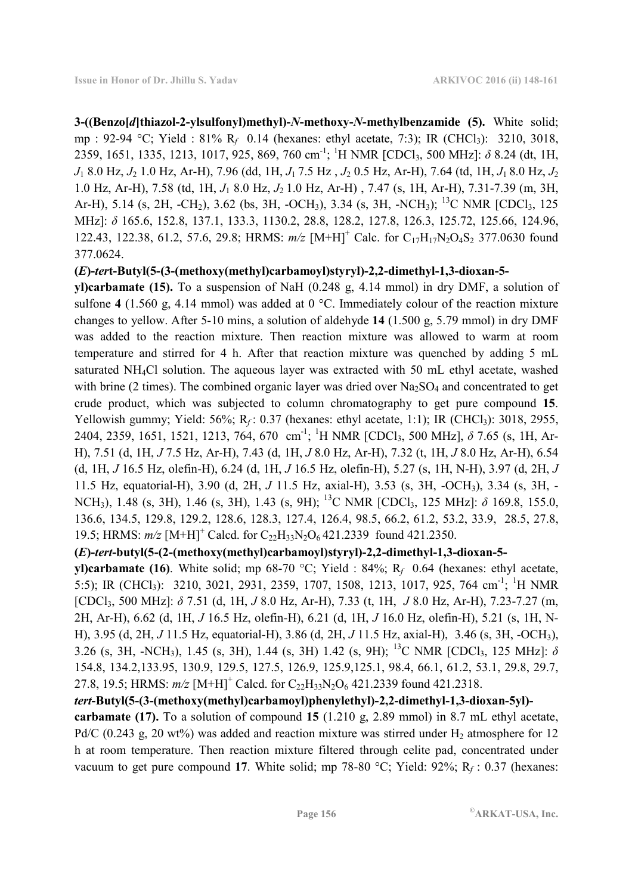**3-((Benzo[*d*]thiazol-2-ylsulfonyl)methyl)-*N*-methoxy-*N*-methylbenzamide (5).** White solid; mp : 92-94 °C; Yield : 81% $R_f$ 0.14 (hexanes: ethyl acetate, 7:3); IR ($CHCl_3$): 3210, 3018, 2359, 1651, 1335, 1213, 1017, 925, 869, 760 $cm^{-1}$; $^1H$ NMR [$CDCl_3$, 500 MHz]: $\delta$ 8.24 (dt, 1H, $J_1$ 8.0 Hz, $J_2$ 1.0 Hz, Ar-H), 7.96 (dd, 1H, $J_1$ 7.5 Hz , $J_2$ 0.5 Hz, Ar-H), 7.64 (td, 1H, $J_1$ 8.0 Hz, $J_2$ 1.0 Hz, Ar-H), 7.58 (td, 1H, $J_1$ 8.0 Hz, $J_2$ 1.0 Hz, Ar-H) , 7.47 (s, 1H, Ar-H), 7.31-7.39 (m, 3H, Ar-H), 5.14 (s, 2H, -$CH_2$), 3.62 (bs, 3H, -$OCH_3$), 3.34 (s, 3H, -$NCH_3$); $^{13}C$ NMR [$CDCl_3$, 125 MHz]: $\delta$ 165.6, 152.8, 137.1, 133.3, 1130.2, 28.8, 128.2, 127.8, 126.3, 125.72, 125.66, 124.96, 122.43, 122.38, 61.2, 57.6, 29.8; HRMS: *m/z* $[M+H]^+$ Calc. for $C_{17}H_{17}N_2O_4S_2$ 377.0630 found 377.0624.

**(*E*)-*tert*-Butyl(5-(3-(methoxy(methyl)carbamoyl)styryl)-2,2-dimethyl-1,3-dioxan-5-yl)carbamate (15).** To a suspension of NaH (0.248 g, 4.14 mmol) in dry DMF, a solution of sulfone **4** (1.560 g, 4.14 mmol) was added at 0 °C. Immediately colour of the reaction mixture changes to yellow. After 5-10 mins, a solution of aldehyde **14** (1.500 g, 5.79 mmol) in dry DMF was added to the reaction mixture. Then reaction mixture was allowed to warm at room temperature and stirred for 4 h. After that reaction mixture was quenched by adding 5 mL saturated $NH_4Cl$ solution. The aqueous layer was extracted with 50 mL ethyl acetate, washed with brine (2 times). The combined organic layer was dried over $Na_2SO_4$ and concentrated to get crude product, which was subjected to column chromatography to get pure compound **15**. Yellowish gummy; Yield: 56%; $R_f$ : 0.37 (hexanes: ethyl acetate, 1:1); IR ($CHCl_3$): 3018, 2955, 2404, 2359, 1651, 1521, 1213, 764, 670 $cm^{-1}$; $^1H$ NMR [$CDCl_3$, 500 MHz], $\delta$ 7.65 (s, 1H, Ar-H), 7.51 (d, 1H, *J* 7.5 Hz, Ar-H), 7.43 (d, 1H, *J* 8.0 Hz, Ar-H), 7.32 (t, 1H, *J* 8.0 Hz, Ar-H), 6.54 (d, 1H, *J* 16.5 Hz, olefin-H), 6.24 (d, 1H, *J* 16.5 Hz, olefin-H), 5.27 (s, 1H, N-H), 3.97 (d, 2H, *J* 11.5 Hz, equatorial-H), 3.90 (d, 2H, *J* 11.5 Hz, axial-H), 3.53 (s, 3H, -$OCH_3$), 3.34 (s, 3H, -$NCH_3$), 1.48 (s, 3H), 1.46 (s, 3H), 1.43 (s, 9H); $^{13}C$ NMR [$CDCl_3$, 125 MHz]: $\delta$ 169.8, 155.0, 136.6, 134.5, 129.8, 129.2, 128.6, 128.3, 127.4, 126.4, 98.5, 66.2, 61.2, 53.2, 33.9, 28.5, 27.8, 19.5; HRMS: *m/z* $[M+H]^+$ Calcd. for $C_{22}H_{33}N_2O_6$ 421.2339 found 421.2350.

**(*E*)-*tert*-butyl(5-(2-(methoxy(methyl)carbamoyl)styryl)-2,2-dimethyl-1,3-dioxan-5-yl)carbamate (16)**. White solid; mp 68-70 °C; Yield : 84%; $R_f$ 0.64 (hexanes: ethyl acetate, 5:5); IR ($CHCl_3$): 3210, 3021, 2931, 2359, 1707, 1508, 1213, 1017, 925, 764 $cm^{-1}$; $^1H$ NMR [$CDCl_3$, 500 MHz]: $\delta$ 7.51 (d, 1H, *J* 8.0 Hz, Ar-H), 7.33 (t, 1H, *J* 8.0 Hz, Ar-H), 7.23-7.27 (m, 2H, Ar-H), 6.62 (d, 1H, *J* 16.5 Hz, olefin-H), 6.21 (d, 1H, *J* 16.0 Hz, olefin-H), 5.21 (s, 1H, N-H), 3.95 (d, 2H, *J* 11.5 Hz, equatorial-H), 3.86 (d, 2H, *J* 11.5 Hz, axial-H), 3.46 (s, 3H, -$OCH_3$), 3.26 (s, 3H, -$NCH_3$), 1.45 (s, 3H), 1.44 (s, 3H) 1.42 (s, 9H); $^{13}C$ NMR [$CDCl_3$, 125 MHz]: $\delta$ 154.8, 134.2,133.95, 130.9, 129.5, 127.5, 126.9, 125.9,125.1, 98.4, 66.1, 61.2, 53.1, 29.8, 29.7, 27.8, 19.5; HRMS: *m/z* $[M+H]^+$ Calcd. for $C_{22}H_{33}N_2O_6$ 421.2339 found 421.2318.

***tert*-Butyl(5-(3-(methoxy(methyl)carbamoyl)phenylethyl)-2,2-dimethyl-1,3-dioxan-5yl)-carbamate (17).** To a solution of compound **15** (1.210 g, 2.89 mmol) in 8.7 mL ethyl acetate, Pd/C (0.243 g, 20 wt%) was added and reaction mixture was stirred under $H_2$ atmosphere for 12 h at room temperature. Then reaction mixture filtered through celite pad, concentrated under vacuum to get pure compound **17**. White solid; mp 78-80 °C; Yield: 92%; $R_f$ : 0.37 (hexanes: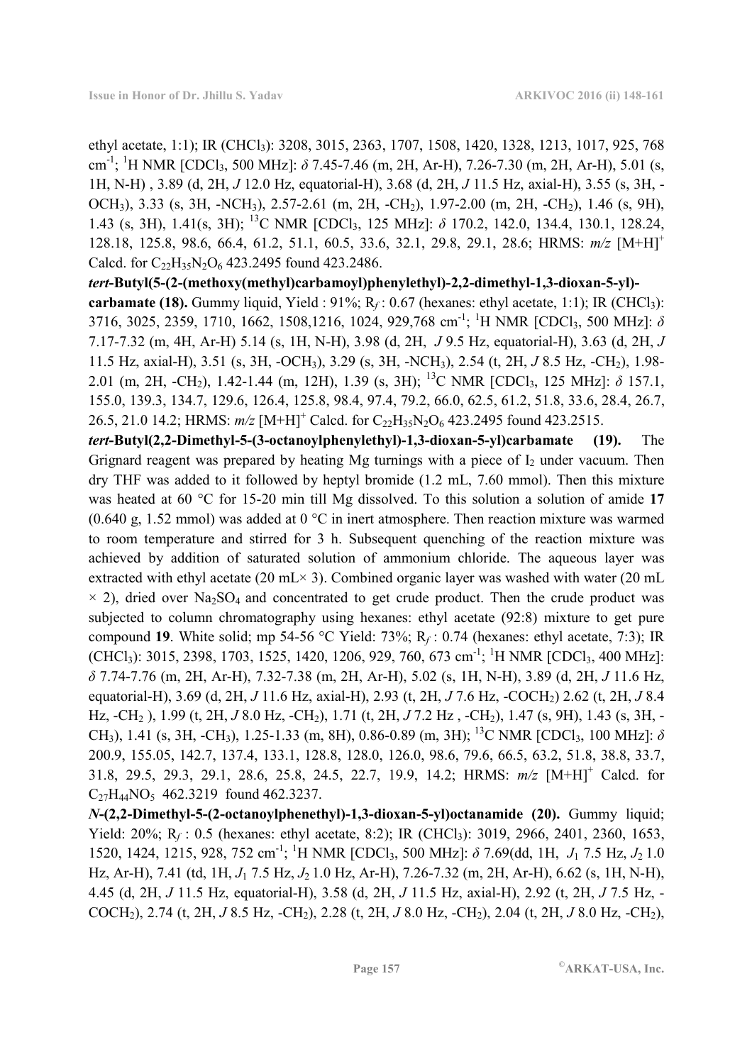ethyl acetate, 1:1); IR ($CHCl_3$): 3208, 3015, 2363, 1707, 1508, 1420, 1328, 1213, 1017, 925, 768 $cm^{-1}$; $^1H$ NMR [$CDCl_3$, 500 MHz]: $\delta$ 7.45-7.46 (m, 2H, Ar-H), 7.26-7.30 (m, 2H, Ar-H), 5.01 (s, 1H, N-H) , 3.89 (d, 2H, *J* 12.0 Hz, equatorial-H), 3.68 (d, 2H, *J* 11.5 Hz, axial-H), 3.55 (s, 3H, -$OCH_3$), 3.33 (s, 3H, -$NCH_3$), 2.57-2.61 (m, 2H, -$CH_2$), 1.97-2.00 (m, 2H, -$CH_2$), 1.46 (s, 9H), 1.43 (s, 3H), 1.41(s, 3H); $^{13}C$ NMR [$CDCl_3$, 125 MHz]: $\delta$ 170.2, 142.0, 134.4, 130.1, 128.24, 128.18, 125.8, 98.6, 66.4, 61.2, 51.1, 60.5, 33.6, 32.1, 29.8, 29.1, 28.6; HRMS: *m/z* $[M+H]^+$ Calcd. for $C_{22}H_{35}N_2O_6$ 423.2495 found 423.2486.

***tert*-Butyl(5-(2-(methoxy(methyl)carbamoyl)phenylethyl)-2,2-dimethyl-1,3-dioxan-5-yl)-carbamate (18).** Gummy liquid, Yield : 91%; $R_f$ : 0.67 (hexanes: ethyl acetate, 1:1); IR ($CHCl_3$): 3716, 3025, 2359, 1710, 1662, 1508,1216, 1024, 929,768 $cm^{-1}$; $^1H$ NMR [$CDCl_3$, 500 MHz]: $\delta$ 7.17-7.32 (m, 4H, Ar-H) 5.14 (s, 1H, N-H), 3.98 (d, 2H, *J* 9.5 Hz, equatorial-H), 3.63 (d, 2H, *J* 11.5 Hz, axial-H), 3.51 (s, 3H, -$OCH_3$), 3.29 (s, 3H, -$NCH_3$), 2.54 (t, 2H, *J* 8.5 Hz, -$CH_2$), 1.98-2.01 (m, 2H, -$CH_2$), 1.42-1.44 (m, 12H), 1.39 (s, 3H); $^{13}C$ NMR [$CDCl_3$, 125 MHz]: $\delta$ 157.1, 155.0, 139.3, 134.7, 129.6, 126.4, 125.8, 98.4, 97.4, 79.2, 66.0, 62.5, 61.2, 51.8, 33.6, 28.4, 26.7, 26.5, 21.0 14.2; HRMS: *m/z* $[M+H]^+$ Calcd. for $C_{22}H_{35}N_2O_6$ 423.2495 found 423.2515.

***tert*-Butyl(2,2-Dimethyl-5-(3-octanoylphenylethyl)-1,3-dioxan-5-yl)carbamate (19).** The Grignard reagent was prepared by heating Mg turnings with a piece of $I_2$ under vacuum. Then dry THF was added to it followed by heptyl bromide (1.2 mL, 7.60 mmol). Then this mixture was heated at 60 °C for 15-20 min till Mg dissolved. To this solution a solution of amide **17** (0.640 g, 1.52 mmol) was added at 0 °C in inert atmosphere. Then reaction mixture was warmed to room temperature and stirred for 3 h. Subsequent quenching of the reaction mixture was achieved by addition of saturated solution of ammonium chloride. The aqueous layer was extracted with ethyl acetate (20 mL× 3). Combined organic layer was washed with water (20 mL × 2), dried over $Na_2SO_4$ and concentrated to get crude product. Then the crude product was subjected to column chromatography using hexanes: ethyl acetate (92:8) mixture to get pure compound **19**. White solid; mp 54-56 °C Yield: 73%; $R_f$ : 0.74 (hexanes: ethyl acetate, 7:3); IR ($CHCl_3$): 3015, 2398, 1703, 1525, 1420, 1206, 929, 760, 673 $cm^{-1}$; $^1H$ NMR [$CDCl_3$, 400 MHz]: $\delta$ 7.74-7.76 (m, 2H, Ar-H), 7.32-7.38 (m, 2H, Ar-H), 5.02 (s, 1H, N-H), 3.89 (d, 2H, *J* 11.6 Hz, equatorial-H), 3.69 (d, 2H, *J* 11.6 Hz, axial-H), 2.93 (t, 2H, *J* 7.6 Hz, -$COCH_2$) 2.62 (t, 2H, *J* 8.4 Hz, -$CH_2$ ), 1.99 (t, 2H, *J* 8.0 Hz, -$CH_2$), 1.71 (t, 2H, *J* 7.2 Hz , -$CH_2$), 1.47 (s, 9H), 1.43 (s, 3H, -$CH_3$), 1.41 (s, 3H, -$CH_3$), 1.25-1.33 (m, 8H), 0.86-0.89 (m, 3H); $^{13}C$ NMR [$CDCl_3$, 100 MHz]: $\delta$ 200.9, 155.05, 142.7, 137.4, 133.1, 128.8, 128.0, 126.0, 98.6, 79.6, 66.5, 63.2, 51.8, 38.8, 33.7, 31.8, 29.5, 29.3, 29.1, 28.6, 25.8, 24.5, 22.7, 19.9, 14.2; HRMS: *m/z* $[M+H]^+$ Calcd. for $C_{27}H_{44}NO_5$ 462.3219 found 462.3237.

***N*-(2,2-Dimethyl-5-(2-octanoylphenethyl)-1,3-dioxan-5-yl)octanamide (20).** Gummy liquid; Yield: 20%; $R_f$ : 0.5 (hexanes: ethyl acetate, 8:2); IR ($CHCl_3$): 3019, 2966, 2401, 2360, 1653, 1520, 1424, 1215, 928, 752 $cm^{-1}$; $^1H$ NMR [$CDCl_3$, 500 MHz]: $\delta$ 7.69(dd, 1H, $J_1$ 7.5 Hz, $J_2$ 1.0 Hz, Ar-H), 7.41 (td, 1H, $J_1$ 7.5 Hz, $J_2$ 1.0 Hz, Ar-H), 7.26-7.32 (m, 2H, Ar-H), 6.62 (s, 1H, N-H), 4.45 (d, 2H, *J* 11.5 Hz, equatorial-H), 3.58 (d, 2H, *J* 11.5 Hz, axial-H), 2.92 (t, 2H, *J* 7.5 Hz, -$COCH_2$), 2.74 (t, 2H, *J* 8.5 Hz, -$CH_2$), 2.28 (t, 2H, *J* 8.0 Hz, -$CH_2$), 2.04 (t, 2H, *J* 8.0 Hz, -$CH_2$),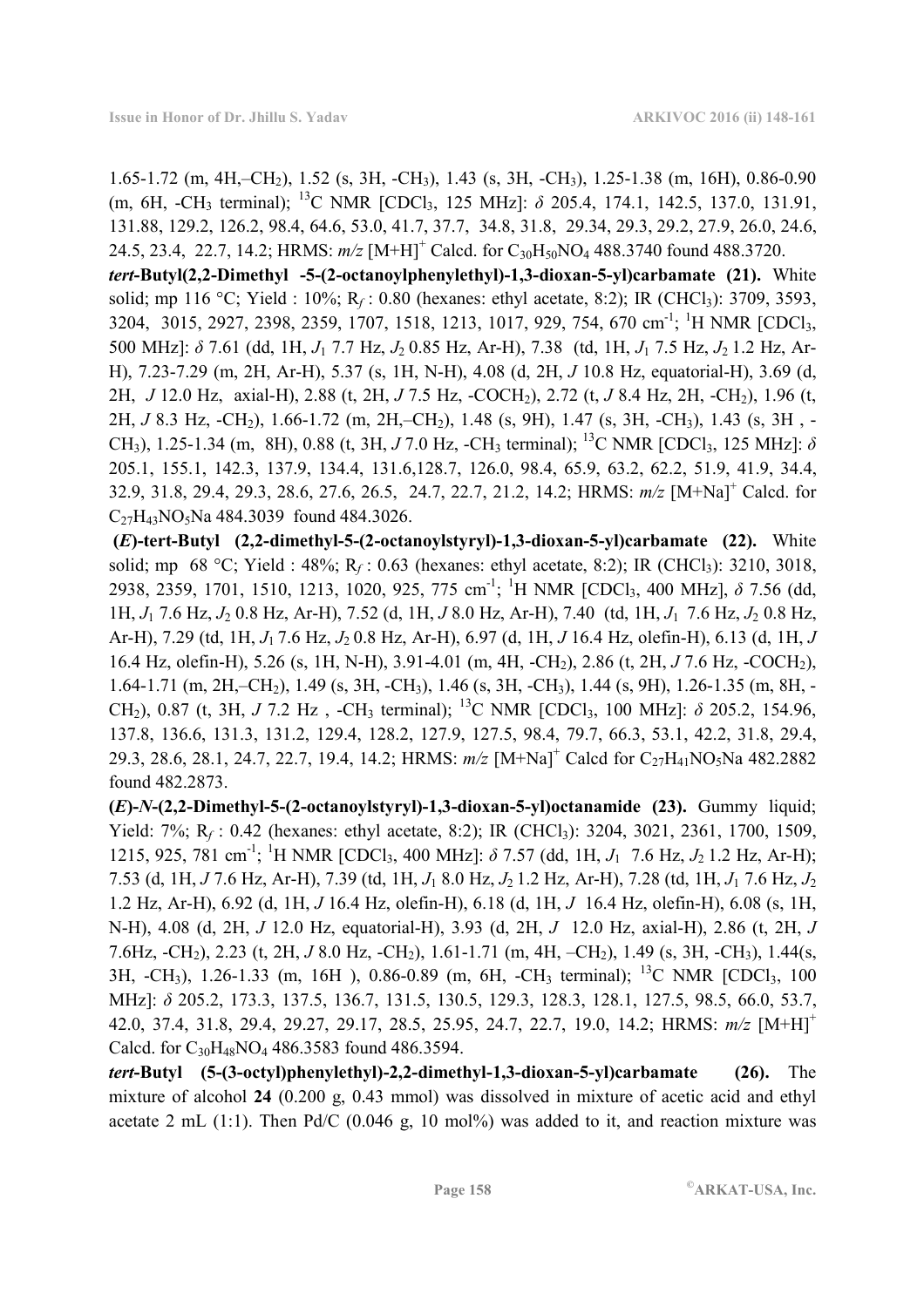1.65-1.72 (m, 4H,–$CH_2$), 1.52 (s, 3H, -$CH_3$), 1.43 (s, 3H, -$CH_3$), 1.25-1.38 (m, 16H), 0.86-0.90 (m, 6H, -$CH_3$ terminal); $^{13}$C NMR [$CDCl_3$, 125 MHz]: $\delta$ 205.4, 174.1, 142.5, 137.0, 131.91, 131.88, 129.2, 126.2, 98.4, 64.6, 53.0, 41.7, 37.7, 34.8, 31.8, 29.34, 29.3, 29.2, 27.9, 26.0, 24.6, 24.5, 23.4, 22.7, 14.2; HRMS: *m/z* $[M+H]^+$ Calcd. for $C_{30}H_{50}NO_4$ 488.3740 found 488.3720.

***tert*-Butyl(2,2-Dimethyl -5-(2-octanoylphenylethyl)-1,3-dioxan-5-yl)carbamate (21).** White solid; mp 116 °C; Yield : 10%; $R_f$ : 0.80 (hexanes: ethyl acetate, 8:2); IR ($CHCl_3$): 3709, 3593, 3204, 3015, 2927, 2398, 2359, 1707, 1518, 1213, 1017, 929, 754, 670 cm$^{-1}$; $^1$H NMR [$CDCl_3$, 500 MHz]: $\delta$ 7.61 (dd, 1H, $J_1$ 7.7 Hz, $J_2$ 0.85 Hz, Ar-H), 7.38 (td, 1H, $J_1$ 7.5 Hz, $J_2$ 1.2 Hz, Ar-H), 7.23-7.29 (m, 2H, Ar-H), 5.37 (s, 1H, N-H), 4.08 (d, 2H, *J* 10.8 Hz, equatorial-H), 3.69 (d, 2H, *J* 12.0 Hz, axial-H), 2.88 (t, 2H, *J* 7.5 Hz, -$COCH_2$), 2.72 (t, *J* 8.4 Hz, 2H, -$CH_2$), 1.96 (t, 2H, *J* 8.3 Hz, -$CH_2$), 1.66-1.72 (m, 2H,–$CH_2$), 1.48 (s, 9H), 1.47 (s, 3H, -$CH_3$), 1.43 (s, 3H , -$CH_3$), 1.25-1.34 (m, 8H), 0.88 (t, 3H, *J* 7.0 Hz, -$CH_3$ terminal); $^{13}$C NMR [$CDCl_3$, 125 MHz]: $\delta$ 205.1, 155.1, 142.3, 137.9, 134.4, 131.6,128.7, 126.0, 98.4, 65.9, 63.2, 62.2, 51.9, 41.9, 34.4, 32.9, 31.8, 29.4, 29.3, 28.6, 27.6, 26.5, 24.7, 22.7, 21.2, 14.2; HRMS: *m/z* $[M+Na]^+$ Calcd. for $C_{27}H_{43}NO_5Na$ 484.3039 found 484.3026.

**(*E*)-tert-Butyl (2,2-dimethyl-5-(2-octanoylstyryl)-1,3-dioxan-5-yl)carbamate (22).** White solid; mp 68 °C; Yield : 48%; $R_f$ : 0.63 (hexanes: ethyl acetate, 8:2); IR ($CHCl_3$): 3210, 3018, 2938, 2359, 1701, 1510, 1213, 1020, 925, 775 cm$^{-1}$; $^1$H NMR [$CDCl_3$, 400 MHz], $\delta$ 7.56 (dd, 1H, $J_1$ 7.6 Hz, $J_2$ 0.8 Hz, Ar-H), 7.52 (d, 1H, *J* 8.0 Hz, Ar-H), 7.40 (td, 1H, $J_1$ 7.6 Hz, $J_2$ 0.8 Hz, Ar-H), 7.29 (td, 1H, $J_1$ 7.6 Hz, $J_2$ 0.8 Hz, Ar-H), 6.97 (d, 1H, *J* 16.4 Hz, olefin-H), 6.13 (d, 1H, *J* 16.4 Hz, olefin-H), 5.26 (s, 1H, N-H), 3.91-4.01 (m, 4H, -$CH_2$), 2.86 (t, 2H, *J* 7.6 Hz, -$COCH_2$), 1.64-1.71 (m, 2H,–$CH_2$), 1.49 (s, 3H, -$CH_3$), 1.46 (s, 3H, -$CH_3$), 1.44 (s, 9H), 1.26-1.35 (m, 8H, -$CH_2$), 0.87 (t, 3H, *J* 7.2 Hz , -$CH_3$ terminal); $^{13}$C NMR [$CDCl_3$, 100 MHz]: $\delta$ 205.2, 154.96, 137.8, 136.6, 131.3, 131.2, 129.4, 128.2, 127.9, 127.5, 98.4, 79.7, 66.3, 53.1, 42.2, 31.8, 29.4, 29.3, 28.6, 28.1, 24.7, 22.7, 19.4, 14.2; HRMS: *m/z* $[M+Na]^+$ Calcd for $C_{27}H_{41}NO_5Na$ 482.2882 found 482.2873.

**(*E*)-*N*-(2,2-Dimethyl-5-(2-octanoylstyryl)-1,3-dioxan-5-yl)octanamide (23).** Gummy liquid; Yield: 7%; $R_f$ : 0.42 (hexanes: ethyl acetate, 8:2); IR ($CHCl_3$): 3204, 3021, 2361, 1700, 1509, 1215, 925, 781 cm$^{-1}$; $^1$H NMR [$CDCl_3$, 400 MHz]: $\delta$ 7.57 (dd, 1H, $J_1$ 7.6 Hz, $J_2$ 1.2 Hz, Ar-H); 7.53 (d, 1H, *J* 7.6 Hz, Ar-H), 7.39 (td, 1H, $J_1$ 8.0 Hz, $J_2$ 1.2 Hz, Ar-H), 7.28 (td, 1H, $J_1$ 7.6 Hz, $J_2$ 1.2 Hz, Ar-H), 6.92 (d, 1H, *J* 16.4 Hz, olefin-H), 6.18 (d, 1H, *J* 16.4 Hz, olefin-H), 6.08 (s, 1H, N-H), 4.08 (d, 2H, *J* 12.0 Hz, equatorial-H), 3.93 (d, 2H, *J* 12.0 Hz, axial-H), 2.86 (t, 2H, *J* 7.6Hz, -$CH_2$), 2.23 (t, 2H, *J* 8.0 Hz, -$CH_2$), 1.61-1.71 (m, 4H, –$CH_2$), 1.49 (s, 3H, -$CH_3$), 1.44(s, 3H, -$CH_3$), 1.26-1.33 (m, 16H ), 0.86-0.89 (m, 6H, -$CH_3$ terminal); $^{13}$C NMR [$CDCl_3$, 100 MHz]: $\delta$ 205.2, 173.3, 137.5, 136.7, 131.5, 130.5, 129.3, 128.3, 128.1, 127.5, 98.5, 66.0, 53.7, 42.0, 37.4, 31.8, 29.4, 29.27, 29.17, 28.5, 25.95, 24.7, 22.7, 19.0, 14.2; HRMS: *m/z* $[M+H]^+$ Calcd. for $C_{30}H_{48}NO_4$ 486.3583 found 486.3594.

***tert*-Butyl (5-(3-octyl)phenylethyl)-2,2-dimethyl-1,3-dioxan-5-yl)carbamate (26).** The mixture of alcohol **24** (0.200 g, 0.43 mmol) was dissolved in mixture of acetic acid and ethyl acetate 2 mL (1:1). Then Pd/C (0.046 g, 10 mol%) was added to it, and reaction mixture was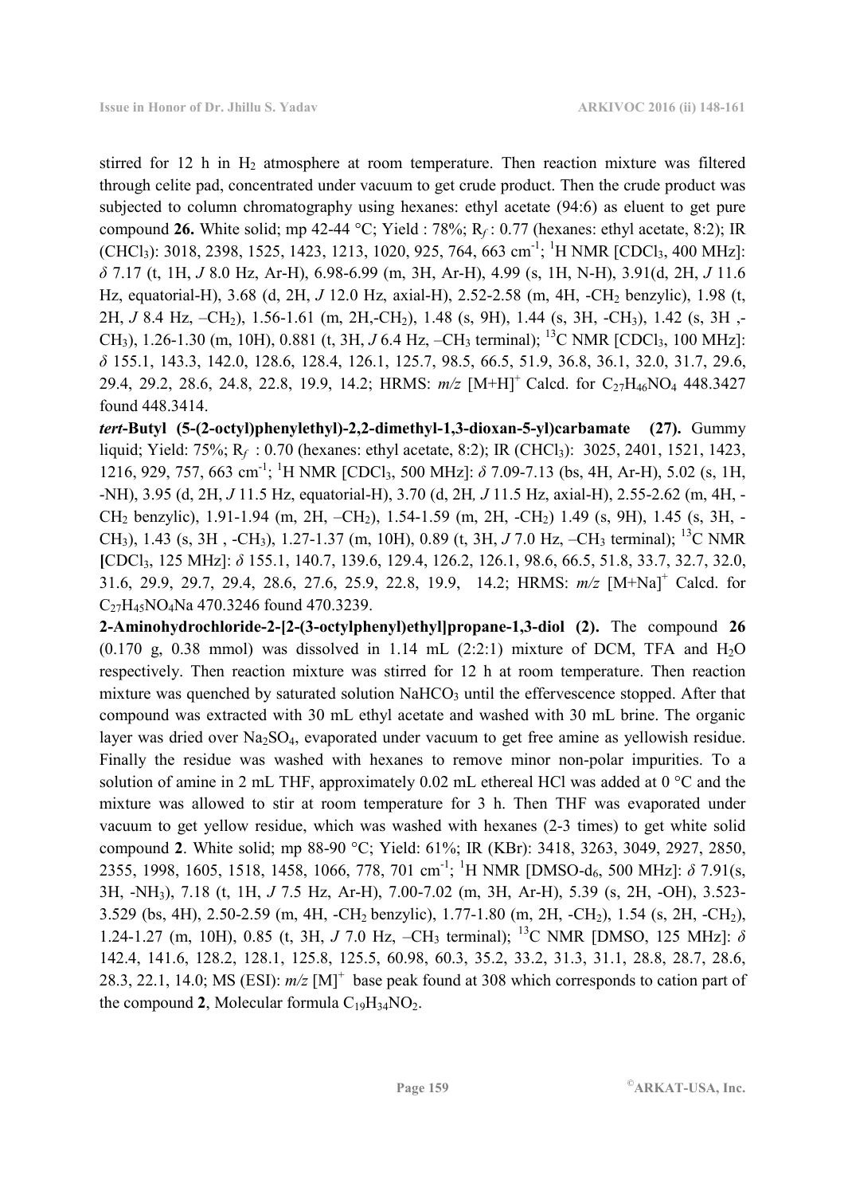stirred for 12 h in $H_2$ atmosphere at room temperature. Then reaction mixture was filtered through celite pad, concentrated under vacuum to get crude product. Then the crude product was subjected to column chromatography using hexanes: ethyl acetate (94:6) as eluent to get pure compound **26.** White solid; mp 42-44 °C; Yield : 78%; $R_f$ : 0.77 (hexanes: ethyl acetate, 8:2); IR ($CHCl_3$): 3018, 2398, 1525, 1423, 1213, 1020, 925, 764, 663 $cm^{-1}$; $^1H$ NMR [$CDCl_3$, 400 MHz]: $\delta$ 7.17 (t, 1H, *J* 8.0 Hz, Ar-H), 6.98-6.99 (m, 3H, Ar-H), 4.99 (s, 1H, N-H), 3.91(d, 2H, *J* 11.6 Hz, equatorial-H), 3.68 (d, 2H, *J* 12.0 Hz, axial-H), 2.52-2.58 (m, 4H, -$CH_2$ benzylic), 1.98 (t, 2H, *J* 8.4 Hz, –$CH_2$), 1.56-1.61 (m, 2H,-$CH_2$), 1.48 (s, 9H), 1.44 (s, 3H, -$CH_3$), 1.42 (s, 3H ,-$CH_3$), 1.26-1.30 (m, 10H), 0.881 (t, 3H, *J* 6.4 Hz, –$CH_3$ terminal); $^{13}C$ NMR [$CDCl_3$, 100 MHz]: $\delta$ 155.1, 143.3, 142.0, 128.6, 128.4, 126.1, 125.7, 98.5, 66.5, 51.9, 36.8, 36.1, 32.0, 31.7, 29.6, 29.4, 29.2, 28.6, 24.8, 22.8, 19.9, 14.2; HRMS: *m/z* $[M+H]^+$ Calcd. for $C_{27}H_{46}NO_4$ 448.3427 found 448.3414.

***tert*-Butyl (5-(2-octyl)phenylethyl)-2,2-dimethyl-1,3-dioxan-5-yl)carbamate (27).** Gummy liquid; Yield: 75%; $R_f$ : 0.70 (hexanes: ethyl acetate, 8:2); IR ($CHCl_3$): 3025, 2401, 1521, 1423, 1216, 929, 757, 663 $cm^{-1}$; $^1H$ NMR [$CDCl_3$, 500 MHz]: $\delta$ 7.09-7.13 (bs, 4H, Ar-H), 5.02 (s, 1H, -NH), 3.95 (d, 2H, *J* 11.5 Hz, equatorial-H), 3.70 (d, 2H, *J* 11.5 Hz, axial-H), 2.55-2.62 (m, 4H, -$CH_2$ benzylic), 1.91-1.94 (m, 2H, –$CH_2$), 1.54-1.59 (m, 2H, -$CH_2$) 1.49 (s, 9H), 1.45 (s, 3H, -$CH_3$), 1.43 (s, 3H , -$CH_3$), 1.27-1.37 (m, 10H), 0.89 (t, 3H, *J* 7.0 Hz, –$CH_3$ terminal); $^{13}C$ NMR [$CDCl_3$, 125 MHz]: $\delta$ 155.1, 140.7, 139.6, 129.4, 126.2, 126.1, 98.6, 66.5, 51.8, 33.7, 32.7, 32.0, 31.6, 29.9, 29.7, 29.4, 28.6, 27.6, 25.9, 22.8, 19.9, 14.2; HRMS: *m/z* $[M+Na]^+$ Calcd. for $C_{27}H_{45}NO_4Na$ 470.3246 found 470.3239.

**2-Aminohydrochloride-2-[2-(3-octylphenyl)ethyl]propane-1,3-diol (2).** The compound **26** (0.170 g, 0.38 mmol) was dissolved in 1.14 mL (2:2:1) mixture of DCM, TFA and $H_2O$ respectively. Then reaction mixture was stirred for 12 h at room temperature. Then reaction mixture was quenched by saturated solution $NaHCO_3$ until the effervescence stopped. After that compound was extracted with 30 mL ethyl acetate and washed with 30 mL brine. The organic layer was dried over $Na_2SO_4$, evaporated under vacuum to get free amine as yellowish residue. Finally the residue was washed with hexanes to remove minor non-polar impurities. To a solution of amine in 2 mL THF, approximately 0.02 mL ethereal HCl was added at 0 °C and the mixture was allowed to stir at room temperature for 3 h. Then THF was evaporated under vacuum to get yellow residue, which was washed with hexanes (2-3 times) to get white solid compound **2**. White solid; mp 88-90 °C; Yield: 61%; IR (KBr): 3418, 3263, 3049, 2927, 2850, 2355, 1998, 1605, 1518, 1458, 1066, 778, 701 $cm^{-1}$; $^1H$ NMR [DMSO-$d_6$, 500 MHz]: $\delta$ 7.91(s, 3H, -$NH_3$), 7.18 (t, 1H, *J* 7.5 Hz, Ar-H), 7.00-7.02 (m, 3H, Ar-H), 5.39 (s, 2H, -OH), 3.523-3.529 (bs, 4H), 2.50-2.59 (m, 4H, -$CH_2$ benzylic), 1.77-1.80 (m, 2H, -$CH_2$), 1.54 (s, 2H, -$CH_2$), 1.24-1.27 (m, 10H), 0.85 (t, 3H, *J* 7.0 Hz, –$CH_3$ terminal); $^{13}C$ NMR [DMSO, 125 MHz]: $\delta$ 142.4, 141.6, 128.2, 128.1, 125.8, 125.5, 60.98, 60.3, 35.2, 33.2, 31.3, 31.1, 28.8, 28.7, 28.6, 28.3, 22.1, 14.0; MS (ESI): *m/z* $[M]^+$ base peak found at 308 which corresponds to cation part of the compound **2**, Molecular formula $C_{19}H_{34}NO_2$.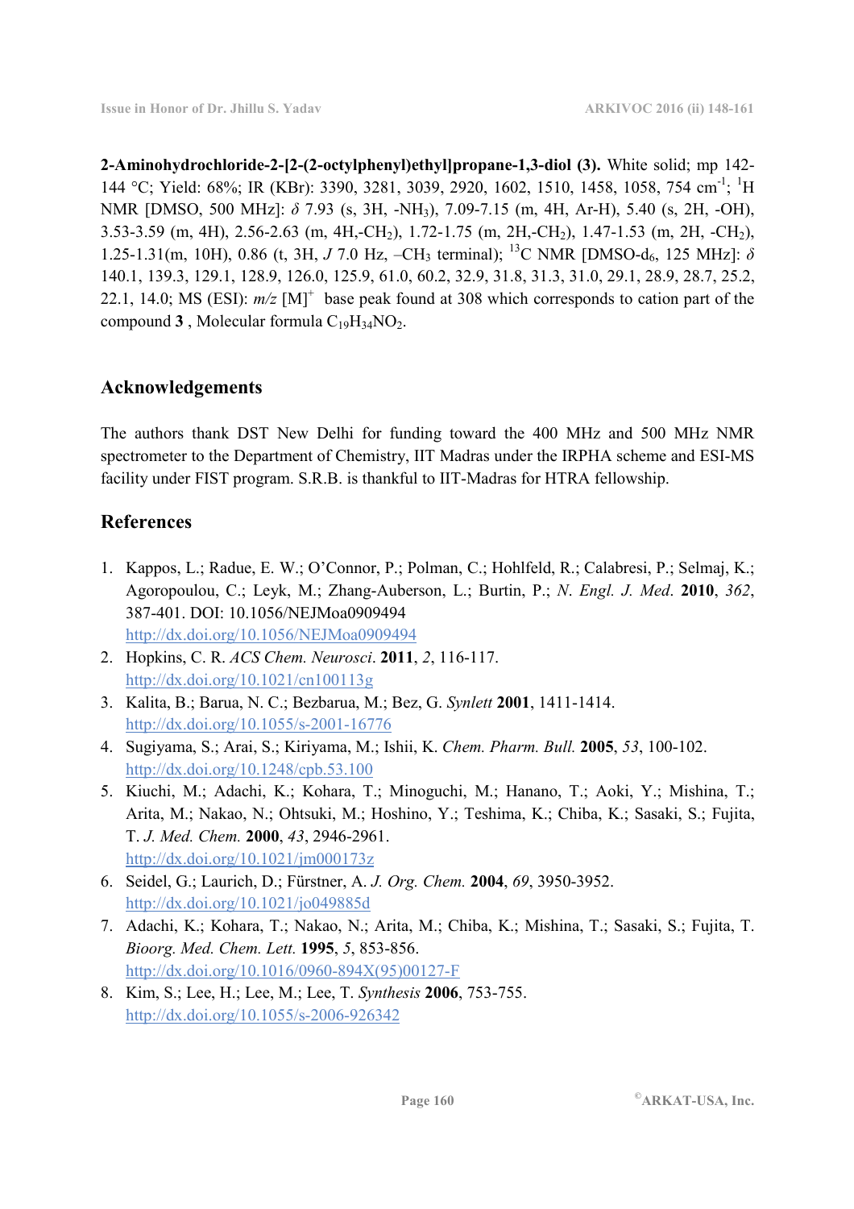**2-Aminohydrochloride-2-[2-(2-octylphenyl)ethyl]propane-1,3-diol (3).** White solid; mp 142-144 °C; Yield: 68%; IR (KBr): 3390, 3281, 3039, 2920, 1602, 1510, 1458, 1058, 754 $cm^{-1}$; $^{1}H$ NMR [DMSO, 500 MHz]: $\delta$ 7.93 (s, 3H, $-NH_3$), 7.09-7.15 (m, 4H, Ar-H), 5.40 (s, 2H, -OH), 3.53-3.59 (m, 4H), 2.56-2.63 (m, 4H,$-CH_2$), 1.72-1.75 (m, 2H,$-CH_2$), 1.47-1.53 (m, 2H, $-CH_2$), 1.25-1.31(m, 10H), 0.86 (t, 3H, *J* 7.0 Hz, $-CH_3$ terminal); $^{13}C$ NMR [DMSO-$d_6$, 125 MHz]: $\delta$ 140.1, 139.3, 129.1, 128.9, 126.0, 125.9, 61.0, 60.2, 32.9, 31.8, 31.3, 31.0, 29.1, 28.9, 28.7, 25.2, 22.1, 14.0; MS (ESI): *m/z* $[M]^{+}$ base peak found at 308 which corresponds to cation part of the compound **3** , Molecular formula $C_{19}H_{34}NO_2$.

## Acknowledgements

The authors thank DST New Delhi for funding toward the 400 MHz and 500 MHz NMR spectrometer to the Department of Chemistry, IIT Madras under the IRPHA scheme and ESI-MS facility under FIST program. S.R.B. is thankful to IIT-Madras for HTRA fellowship.

## References

1. Kappos, L.; Radue, E. W.; O'Connor, P.; Polman, C.; Hohlfeld, R.; Calabresi, P.; Selmaj, K.; Agoropoulou, C.; Leyk, M.; Zhang-Auberson, L.; Burtin, P.; *N. Engl. J. Med*. **2010**, *362*, 387-401. DOI: 10.1056/NEJMoa0909494
http://dx.doi.org/10.1056/NEJMoa0909494
2. Hopkins, C. R. *ACS Chem. Neurosci*. **2011**, *2*, 116-117.
http://dx.doi.org/10.1021/cn100113g
3. Kalita, B.; Barua, N. C.; Bezbarua, M.; Bez, G. *Synlett* **2001**, 1411-1414.
http://dx.doi.org/10.1055/s-2001-16776
4. Sugiyama, S.; Arai, S.; Kiriyama, M.; Ishii, K. *Chem. Pharm. Bull.* **2005**, *53*, 100-102.
http://dx.doi.org/10.1248/cpb.53.100
5. Kiuchi, M.; Adachi, K.; Kohara, T.; Minoguchi, M.; Hanano, T.; Aoki, Y.; Mishina, T.; Arita, M.; Nakao, N.; Ohtsuki, M.; Hoshino, Y.; Teshima, K.; Chiba, K.; Sasaki, S.; Fujita, T. *J. Med. Chem.* **2000**, *43*, 2946-2961.
http://dx.doi.org/10.1021/jm000173z
6. Seidel, G.; Laurich, D.; Fürstner, A. *J. Org. Chem.* **2004**, *69*, 3950-3952.
http://dx.doi.org/10.1021/jo049885d
7. Adachi, K.; Kohara, T.; Nakao, N.; Arita, M.; Chiba, K.; Mishina, T.; Sasaki, S.; Fujita, T. *Bioorg. Med. Chem. Lett.* **1995**, *5*, 853-856.
http://dx.doi.org/10.1016/0960-894X(95)00127-F
8. Kim, S.; Lee, H.; Lee, M.; Lee, T. *Synthesis* **2006**, 753-755.
http://dx.doi.org/10.1055/s-2006-926342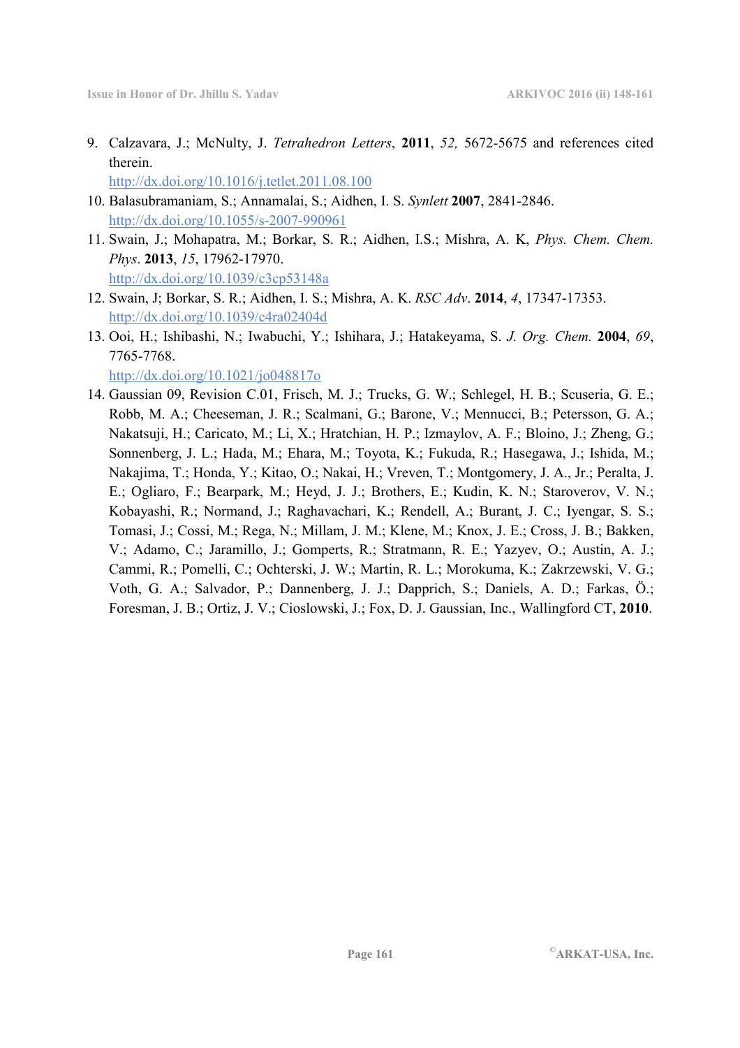9. Calzavara, J.; McNulty, J. *Tetrahedron Letters*, **2011**, *52,* 5672-5675 and references cited therein.
   http://dx.doi.org/10.1016/j.tetlet.2011.08.100
10. Balasubramaniam, S.; Annamalai, S.; Aidhen, I. S. *Synlett* **2007**, 2841-2846.
    http://dx.doi.org/10.1055/s-2007-990961
11. Swain, J.; Mohapatra, M.; Borkar, S. R.; Aidhen, I.S.; Mishra, A. K, *Phys. Chem. Chem. Phys*. **2013**, *15*, 17962-17970.
    http://dx.doi.org/10.1039/c3cp53148a
12. Swain, J; Borkar, S. R.; Aidhen, I. S.; Mishra, A. K. *RSC Adv*. **2014**, *4*, 17347-17353.
    http://dx.doi.org/10.1039/c4ra02404d
13. Ooi, H.; Ishibashi, N.; Iwabuchi, Y.; Ishihara, J.; Hatakeyama, S. *J. Org. Chem.* **2004**, *69*, 7765-7768.
    http://dx.doi.org/10.1021/jo048817o
14. Gaussian 09, Revision C.01, Frisch, M. J.; Trucks, G. W.; Schlegel, H. B.; Scuseria, G. E.; Robb, M. A.; Cheeseman, J. R.; Scalmani, G.; Barone, V.; Mennucci, B.; Petersson, G. A.; Nakatsuji, H.; Caricato, M.; Li, X.; Hratchian, H. P.; Izmaylov, A. F.; Bloino, J.; Zheng, G.; Sonnenberg, J. L.; Hada, M.; Ehara, M.; Toyota, K.; Fukuda, R.; Hasegawa, J.; Ishida, M.; Nakajima, T.; Honda, Y.; Kitao, O.; Nakai, H.; Vreven, T.; Montgomery, J. A., Jr.; Peralta, J. E.; Ogliaro, F.; Bearpark, M.; Heyd, J. J.; Brothers, E.; Kudin, K. N.; Staroverov, V. N.; Kobayashi, R.; Normand, J.; Raghavachari, K.; Rendell, A.; Burant, J. C.; Iyengar, S. S.; Tomasi, J.; Cossi, M.; Rega, N.; Millam, J. M.; Klene, M.; Knox, J. E.; Cross, J. B.; Bakken, V.; Adamo, C.; Jaramillo, J.; Gomperts, R.; Stratmann, R. E.; Yazyev, O.; Austin, A. J.; Cammi, R.; Pomelli, C.; Ochterski, J. W.; Martin, R. L.; Morokuma, K.; Zakrzewski, V. G.; Voth, G. A.; Salvador, P.; Dannenberg, J. J.; Dapprich, S.; Daniels, A. D.; Farkas, Ö.; Foresman, J. B.; Ortiz, J. V.; Cioslowski, J.; Fox, D. J. Gaussian, Inc., Wallingford CT, **2010**.